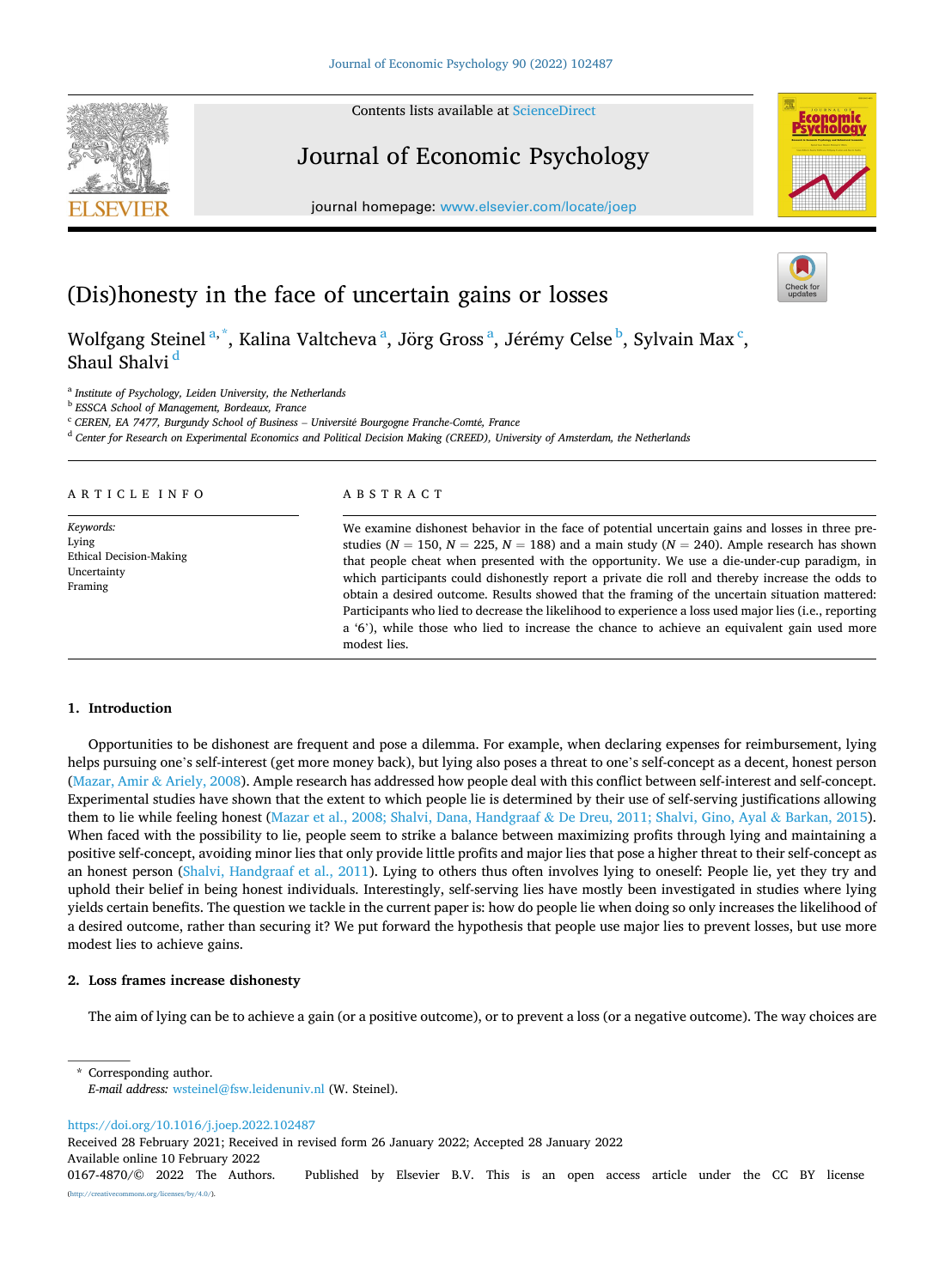# (Dis)honesty in the face of uncertain gains or losses

Wolfgang Steinel [a,*], Kalina Valtcheva [a], Jörg Gross [a], Jérémy Celse [b], Sylvain Max [c], Shaul Shalvi [d]

[a] *Institute of Psychology, Leiden University, the Netherlands*
[b] *ESSCA School of Management, Bordeaux, France*
[c] *CEREN, EA 7477, Burgundy School of Business – Université Bourgogne Franche-Comté, France*
[d] *Center for Research on Experimental Economics and Political Decision Making (CREED), University of Amsterdam, the Netherlands*

## ARTICLE INFO

*Keywords:*
Lying
Ethical Decision-Making
Uncertainty
Framing

## ABSTRACT

We examine dishonest behavior in the face of potential uncertain gains and losses in three pre-studies ($N = 150$, $N = 225$, $N = 188$) and a main study ($N = 240$). Ample research has shown that people cheat when presented with the opportunity. We use a die-under-cup paradigm, in which participants could dishonestly report a private die roll and thereby increase the odds to obtain a desired outcome. Results showed that the framing of the uncertain situation mattered: Participants who lied to decrease the likelihood to experience a loss used major lies (i.e., reporting a '6'), while those who lied to increase the chance to achieve an equivalent gain used more modest lies.

## 1. Introduction

Opportunities to be dishonest are frequent and pose a dilemma. For example, when declaring expenses for reimbursement, lying helps pursuing one's self-interest (get more money back), but lying also poses a threat to one's self-concept as a decent, honest person (Mazar, Amir & Ariely, 2008). Ample research has addressed how people deal with this conflict between self-interest and self-concept. Experimental studies have shown that the extent to which people lie is determined by their use of self-serving justifications allowing them to lie while feeling honest (Mazar et al., 2008; Shalvi, Dana, Handgraaf & De Dreu, 2011; Shalvi, Gino, Ayal & Barkan, 2015). When faced with the possibility to lie, people seem to strike a balance between maximizing profits through lying and maintaining a positive self-concept, avoiding minor lies that only provide little profits and major lies that pose a higher threat to their self-concept as an honest person (Shalvi, Handgraaf et al., 2011). Lying to others thus often involves lying to oneself: People lie, yet they try and uphold their belief in being honest individuals. Interestingly, self-serving lies have mostly been investigated in studies where lying yields certain benefits. The question we tackle in the current paper is: how do people lie when doing so only increases the likelihood of a desired outcome, rather than securing it? We put forward the hypothesis that people use major lies to prevent losses, but use more modest lies to achieve gains.

## 2. Loss frames increase dishonesty

The aim of lying can be to achieve a gain (or a positive outcome), or to prevent a loss (or a negative outcome). The way choices are

\* Corresponding author.
*E-mail address:* wsteinel@fsw.leidenuniv.nl (W. Steinel).

https://doi.org/10.1016/j.joep.2022.102487
Received 28 February 2021; Received in revised form 26 January 2022; Accepted 28 January 2022
Available online 10 February 2022
0167-4870/© 2022 The Authors. Published by Elsevier B.V. This is an open access article under the CC BY license (http://creativecommons.org/licenses/by/4.0/).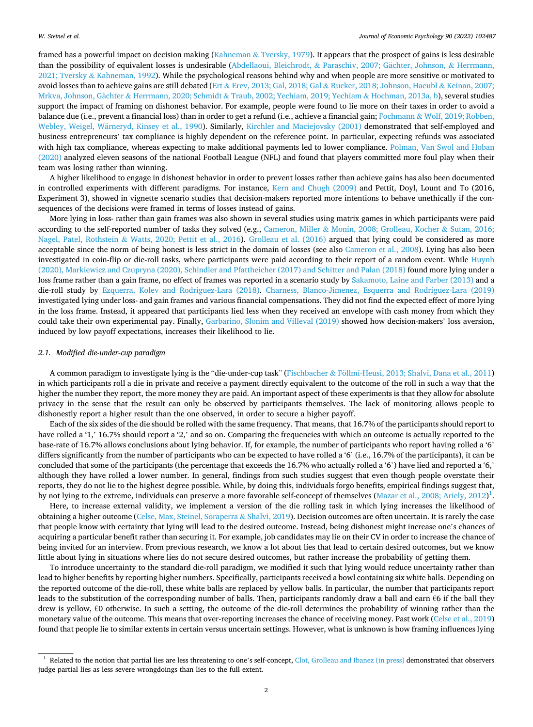framed has a powerful impact on decision making (Kahneman & Tversky, 1979). It appears that the prospect of gains is less desirable than the possibility of equivalent losses is undesirable (Abdellaoui, Bleichrodt, & Paraschiv, 2007; Gächter, Johnson, & Herrmann, 2021; Tversky & Kahneman, 1992). While the psychological reasons behind why and when people are more sensitive or motivated to avoid losses than to achieve gains are still debated (Ert & Erev, 2013; Gal, 2018; Gal & Rucker, 2018; Johnson, Haeubl & Keinan, 2007; Mrkva, Johnson, Gächter & Herrmann, 2020; Schmidt & Traub, 2002; Yechiam, 2019; Yechiam & Hochman, 2013a, b), several studies support the impact of framing on dishonest behavior. For example, people were found to lie more on their taxes in order to avoid a balance due (i.e., prevent a financial loss) than in order to get a refund (i.e., achieve a financial gain; Fochmann & Wolf, 2019; Robben, Webley, Weigel, Wärneryd, Kinsey et al., 1990). Similarly, Kirchler and Maciejovsky (2001) demonstrated that self-employed and business entrepreneurs' tax compliance is highly dependent on the reference point. In particular, expecting refunds was associated with high tax compliance, whereas expecting to make additional payments led to lower compliance. Polman, Van Swol and Hoban (2020) analyzed eleven seasons of the national Football League (NFL) and found that players committed more foul play when their team was losing rather than winning.

A higher likelihood to engage in dishonest behavior in order to prevent losses rather than achieve gains has also been documented in controlled experiments with different paradigms. For instance, Kern and Chugh (2009) and Pettit, Doyl, Lount and To (2016, Experiment 3), showed in vignette scenario studies that decision-makers reported more intentions to behave unethically if the consequences of the decisions were framed in terms of losses instead of gains.

More lying in loss- rather than gain frames was also shown in several studies using matrix games in which participants were paid according to the self-reported number of tasks they solved (e.g., Cameron, Miller & Monin, 2008; Grolleau, Kocher & Sutan, 2016; Nagel, Patel, Rothstein & Watts, 2020; Pettit et al., 2016). Grolleau et al. (2016) argued that lying could be considered as more acceptable since the norm of being honest is less strict in the domain of losses (see also Cameron et al., 2008). Lying has also been investigated in coin-flip or die-roll tasks, where participants were paid according to their report of a random event. While Huynh (2020), Markiewicz and Czupryna (2020), Schindler and Pfattheicher (2017) and Schitter and Palan (2018) found more lying under a loss frame rather than a gain frame, no effect of frames was reported in a scenario study by Sakamoto, Laine and Farber (2013) and a die-roll study by Ezquerra, Kolev and Rodriguez-Lara (2018). Charness, Blanco-Jimenez, Esquerra and Rodriguez-Lara (2019) investigated lying under loss- and gain frames and various financial compensations. They did not find the expected effect of more lying in the loss frame. Instead, it appeared that participants lied less when they received an envelope with cash money from which they could take their own experimental pay. Finally, Garbarino, Slonim and Villeval (2019) showed how decision-makers' loss aversion, induced by low payoff expectations, increases their likelihood to lie.

### 2.1. Modified die-under-cup paradigm

A common paradigm to investigate lying is the "die-under-cup task" (Fischbacher & Föllmi-Heusi, 2013; Shalvi, Dana et al., 2011) in which participants roll a die in private and receive a payment directly equivalent to the outcome of the roll in such a way that the higher the number they report, the more money they are paid. An important aspect of these experiments is that they allow for absolute privacy in the sense that the result can only be observed by participants themselves. The lack of monitoring allows people to dishonestly report a higher result than the one observed, in order to secure a higher payoff.

Each of the six sides of the die should be rolled with the same frequency. That means, that 16.7% of the participants should report to have rolled a '1,' 16.7% should report a '2,' and so on. Comparing the frequencies with which an outcome is actually reported to the base-rate of 16.7% allows conclusions about lying behavior. If, for example, the number of participants who report having rolled a '6' differs significantly from the number of participants who can be expected to have rolled a '6' (i.e., 16.7% of the participants), it can be concluded that some of the participants (the percentage that exceeds the 16.7% who actually rolled a '6') have lied and reported a '6,' although they have rolled a lower number. In general, findings from such studies suggest that even though people overstate their reports, they do not lie to the highest degree possible. While, by doing this, individuals forgo benefits, empirical findings suggest that, by not lying to the extreme, individuals can preserve a more favorable self-concept of themselves (Mazar et al., 2008; Ariely, 2012)[1].

Here, to increase external validity, we implement a version of the die rolling task in which lying increases the likelihood of obtaining a higher outcome (Celse, Max, Steinel, Soraperra & Shalvi, 2019). Decision outcomes are often uncertain. It is rarely the case that people know with certainty that lying will lead to the desired outcome. Instead, being dishonest might increase one's chances of acquiring a particular benefit rather than securing it. For example, job candidates may lie on their CV in order to increase the chance of being invited for an interview. From previous research, we know a lot about lies that lead to certain desired outcomes, but we know little about lying in situations where lies do not secure desired outcomes, but rather increase the probability of getting them.

To introduce uncertainty to the standard die-roll paradigm, we modified it such that lying would reduce uncertainty rather than lead to higher benefits by reporting higher numbers. Specifically, participants received a bowl containing six white balls. Depending on the reported outcome of the die-roll, these white balls are replaced by yellow balls. In particular, the number that participants report leads to the substitution of the corresponding number of balls. Then, participants randomly draw a ball and earn €6 if the ball they drew is yellow, €0 otherwise. In such a setting, the outcome of the die-roll determines the probability of winning rather than the monetary value of the outcome. This means that over-reporting increases the chance of receiving money. Past work (Celse et al., 2019) found that people lie to similar extents in certain versus uncertain settings. However, what is unknown is how framing influences lying

[1] Related to the notion that partial lies are less threatening to one's self-concept, Clot, Grolleau and Ibanez (in press) demonstrated that observers judge partial lies as less severe wrongdoings than lies to the full extent.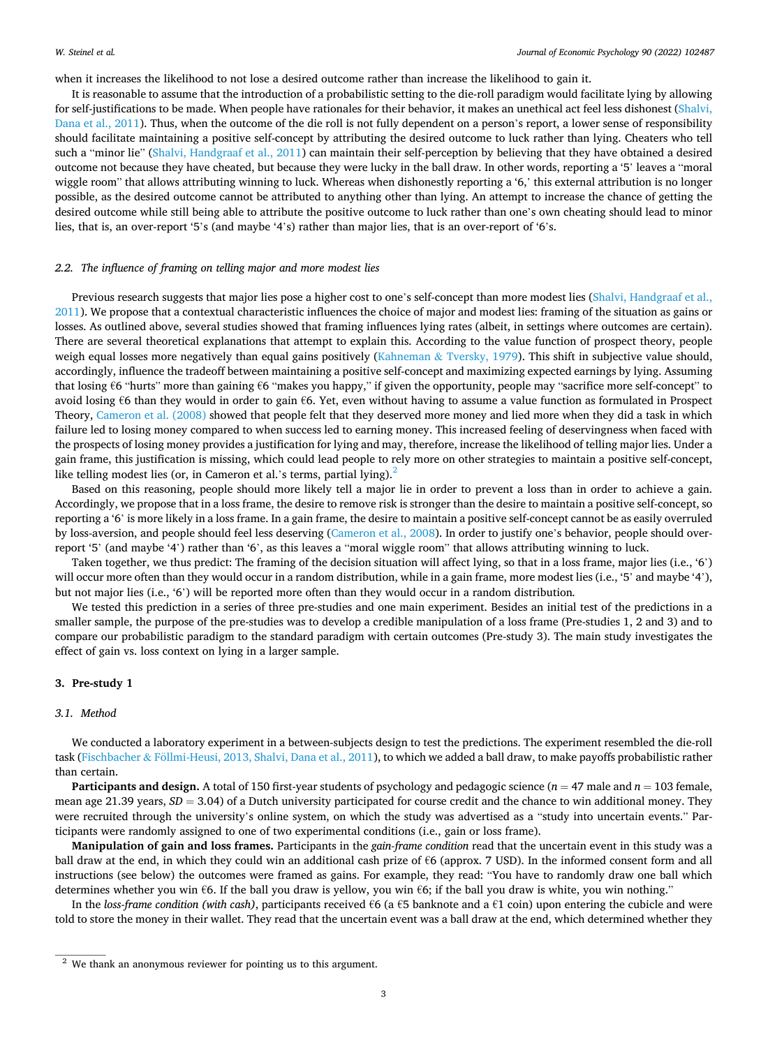when it increases the likelihood to not lose a desired outcome rather than increase the likelihood to gain it.

It is reasonable to assume that the introduction of a probabilistic setting to the die-roll paradigm would facilitate lying by allowing for self-justifications to be made. When people have rationales for their behavior, it makes an unethical act feel less dishonest (Shalvi, Dana et al., 2011). Thus, when the outcome of the die roll is not fully dependent on a person's report, a lower sense of responsibility should facilitate maintaining a positive self-concept by attributing the desired outcome to luck rather than lying. Cheaters who tell such a "minor lie" (Shalvi, Handgraaf et al., 2011) can maintain their self-perception by believing that they have obtained a desired outcome not because they have cheated, but because they were lucky in the ball draw. In other words, reporting a '5' leaves a "moral wiggle room" that allows attributing winning to luck. Whereas when dishonestly reporting a '6,' this external attribution is no longer possible, as the desired outcome cannot be attributed to anything other than lying. An attempt to increase the chance of getting the desired outcome while still being able to attribute the positive outcome to luck rather than one's own cheating should lead to minor lies, that is, an over-report '5's (and maybe '4's) rather than major lies, that is an over-report of '6's.

### 2.2. The influence of framing on telling major and more modest lies

Previous research suggests that major lies pose a higher cost to one's self-concept than more modest lies (Shalvi, Handgraaf et al., 2011). We propose that a contextual characteristic influences the choice of major and modest lies: framing of the situation as gains or losses. As outlined above, several studies showed that framing influences lying rates (albeit, in settings where outcomes are certain). There are several theoretical explanations that attempt to explain this. According to the value function of prospect theory, people weigh equal losses more negatively than equal gains positively (Kahneman & Tversky, 1979). This shift in subjective value should, accordingly, influence the tradeoff between maintaining a positive self-concept and maximizing expected earnings by lying. Assuming that losing €6 "hurts" more than gaining €6 "makes you happy," if given the opportunity, people may "sacrifice more self-concept" to avoid losing €6 than they would in order to gain €6. Yet, even without having to assume a value function as formulated in Prospect Theory, Cameron et al. (2008) showed that people felt that they deserved more money and lied more when they did a task in which failure led to losing money compared to when success led to earning money. This increased feeling of deservingness when faced with the prospects of losing money provides a justification for lying and may, therefore, increase the likelihood of telling major lies. Under a gain frame, this justification is missing, which could lead people to rely more on other strategies to maintain a positive self-concept, like telling modest lies (or, in Cameron et al.'s terms, partial lying).[2]

Based on this reasoning, people should more likely tell a major lie in order to prevent a loss than in order to achieve a gain. Accordingly, we propose that in a loss frame, the desire to remove risk is stronger than the desire to maintain a positive self-concept, so reporting a '6' is more likely in a loss frame. In a gain frame, the desire to maintain a positive self-concept cannot be as easily overruled by loss-aversion, and people should feel less deserving (Cameron et al., 2008). In order to justify one's behavior, people should over-report '5' (and maybe '4') rather than '6', as this leaves a "moral wiggle room" that allows attributing winning to luck.

Taken together, we thus predict: *The framing of the decision situation will affect lying, so that in a loss frame, major lies (i.e., '6') will occur more often than they would occur in a random distribution, while in a gain frame, more modest lies (i.e., '5' and maybe '4'), but not major lies (i.e., '6') will be reported more often than they would occur in a random distribution.*

We tested this prediction in a series of three pre-studies and one main experiment. Besides an initial test of the predictions in a smaller sample, the purpose of the pre-studies was to develop a credible manipulation of a loss frame (Pre-studies 1, 2 and 3) and to compare our probabilistic paradigm to the standard paradigm with certain outcomes (Pre-study 3). The main study investigates the effect of gain vs. loss context on lying in a larger sample.

## 3. Pre-study 1

### 3.1. Method

We conducted a laboratory experiment in a between-subjects design to test the predictions. The experiment resembled the die-roll task (Fischbacher & Föllmi-Heusi, 2013, Shalvi, Dana et al., 2011), to which we added a ball draw, to make payoffs probabilistic rather than certain.

**Participants and design.** A total of 150 first-year students of psychology and pedagogic science ($n = 47$ male and $n = 103$ female, mean age 21.39 years, $SD = 3.04$) of a Dutch university participated for course credit and the chance to win additional money. They were recruited through the university's online system, on which the study was advertised as a "study into uncertain events." Participants were randomly assigned to one of two experimental conditions (i.e., gain or loss frame).

**Manipulation of gain and loss frames.** Participants in the *gain-frame condition* read that the uncertain event in this study was a ball draw at the end, in which they could win an additional cash prize of €6 (approx. 7 USD). In the informed consent form and all instructions (see below) the outcomes were framed as gains. For example, they read: "You have to randomly draw one ball which determines whether you win €6. If the ball you draw is yellow, you win €6; if the ball you draw is white, you win nothing."

In the *loss-frame condition (with cash)*, participants received €6 (a €5 banknote and a €1 coin) upon entering the cubicle and were told to store the money in their wallet. They read that the uncertain event was a ball draw at the end, which determined whether they

[2] We thank an anonymous reviewer for pointing us to this argument.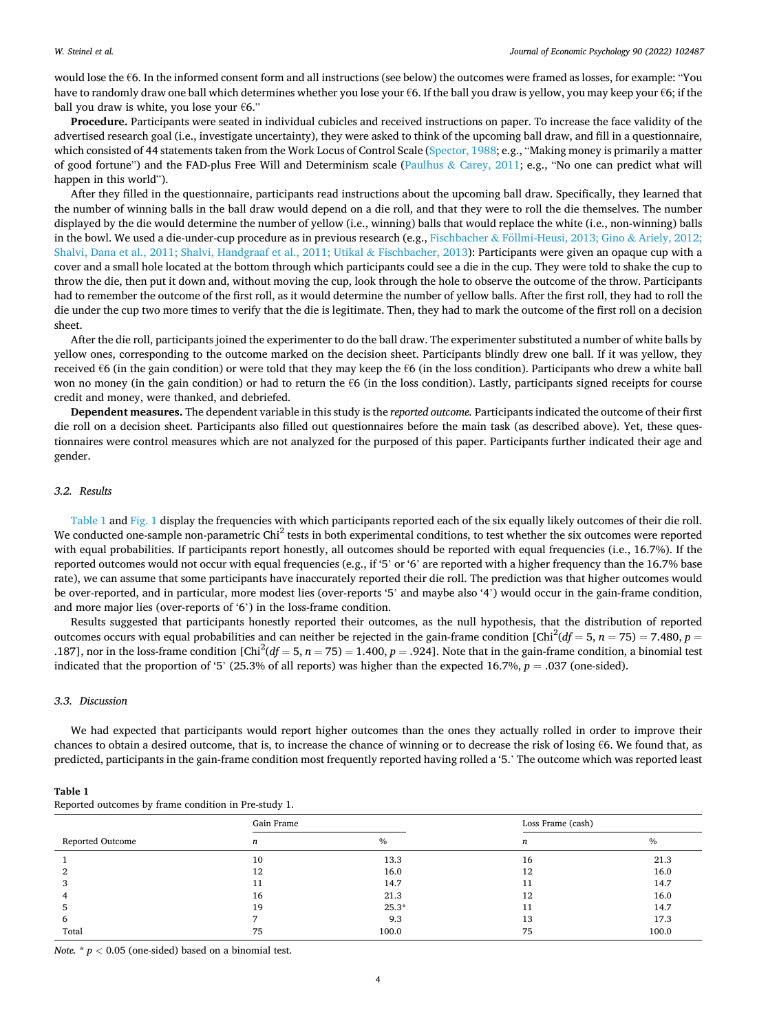would lose the €6. In the informed consent form and all instructions (see below) the outcomes were framed as losses, for example: "You have to randomly draw one ball which determines whether you lose your €6. If the ball you draw is yellow, you may keep your €6; if the ball you draw is white, you lose your €6."

**Procedure.** Participants were seated in individual cubicles and received instructions on paper. To increase the face validity of the advertised research goal (i.e., investigate uncertainty), they were asked to think of the upcoming ball draw, and fill in a questionnaire, which consisted of 44 statements taken from the Work Locus of Control Scale (Spector, 1988; e.g., "Making money is primarily a matter of good fortune") and the FAD-plus Free Will and Determinism scale (Paulhus & Carey, 2011; e.g., "No one can predict what will happen in this world").

After they filled in the questionnaire, participants read instructions about the upcoming ball draw. Specifically, they learned that the number of winning balls in the ball draw would depend on a die roll, and that they were to roll the die themselves. The number displayed by the die would determine the number of yellow (i.e., winning) balls that would replace the white (i.e., non-winning) balls in the bowl. We used a die-under-cup procedure as in previous research (e.g., Fischbacher & Föllmi-Heusi, 2013; Gino & Ariely, 2012; Shalvi, Dana et al., 2011; Shalvi, Handgraaf et al., 2011; Utikal & Fischbacher, 2013): Participants were given an opaque cup with a cover and a small hole located at the bottom through which participants could see a die in the cup. They were told to shake the cup to throw the die, then put it down and, without moving the cup, look through the hole to observe the outcome of the throw. Participants had to remember the outcome of the first roll, as it would determine the number of yellow balls. After the first roll, they had to roll the die under the cup two more times to verify that the die is legitimate. Then, they had to mark the outcome of the first roll on a decision sheet.

After the die roll, participants joined the experimenter to do the ball draw. The experimenter substituted a number of white balls by yellow ones, corresponding to the outcome marked on the decision sheet. Participants blindly drew one ball. If it was yellow, they received €6 (in the gain condition) or were told that they may keep the €6 (in the loss condition). Participants who drew a white ball won no money (in the gain condition) or had to return the €6 (in the loss condition). Lastly, participants signed receipts for course credit and money, were thanked, and debriefed.

**Dependent measures.** The dependent variable in this study is the *reported outcome.* Participants indicated the outcome of their first die roll on a decision sheet. Participants also filled out questionnaires before the main task (as described above). Yet, these questionnaires were control measures which are not analyzed for the purposed of this paper. Participants further indicated their age and gender.

### 3.2. Results

Table 1 and Fig. 1 display the frequencies with which participants reported each of the six equally likely outcomes of their die roll. We conducted one-sample non-parametric $Chi^2$ tests in both experimental conditions, to test whether the six outcomes were reported with equal probabilities. If participants report honestly, all outcomes should be reported with equal frequencies (i.e., 16.7%). If the reported outcomes would not occur with equal frequencies (e.g., if '5' or '6' are reported with a higher frequency than the 16.7% base rate), we can assume that some participants have inaccurately reported their die roll. The prediction was that higher outcomes would be over-reported, and in particular, more modest lies (over-reports '5' and maybe also '4') would occur in the gain-frame condition, and more major lies (over-reports of '6') in the loss-frame condition.

Results suggested that participants honestly reported their outcomes, as the null hypothesis, that the distribution of reported outcomes occurs with equal probabilities and can neither be rejected in the gain-frame condition [$Chi^2(df = 5, n = 75) = 7.480, p = .187$], nor in the loss-frame condition [$Chi^2(df = 5, n = 75) = 1.400, p = .924$]. Note that in the gain-frame condition, a binomial test indicated that the proportion of '5' (25.3% of all reports) was higher than the expected 16.7%, $p = .037$ (one-sided).

### 3.3. Discussion

We had expected that participants would report higher outcomes than the ones they actually rolled in order to improve their chances to obtain a desired outcome, that is, to increase the chance of winning or to decrease the risk of losing €6. We found that, as predicted, participants in the gain-frame condition most frequently reported having rolled a '5.' The outcome which was reported least

**Table 1**
Reported outcomes by frame condition in Pre-study 1.

| | Gain Frame | | Loss Frame (cash) | |
|---|---|---|---|---|
| Reported Outcome | *n* | % | *n* | % |
| 1 | 10 | 13.3 | 16 | 21.3 |
| 2 | 12 | 16.0 | 12 | 16.0 |
| 3 | 11 | 14.7 | 11 | 14.7 |
| 4 | 16 | 21.3 | 12 | 16.0 |
| 5 | 19 | 25.3* | 11 | 14.7 |
| 6 | 7 | 9.3 | 13 | 17.3 |
| Total | 75 | 100.0 | 75 | 100.0 |

*Note.* * $p < 0.05$ (one-sided) based on a binomial test.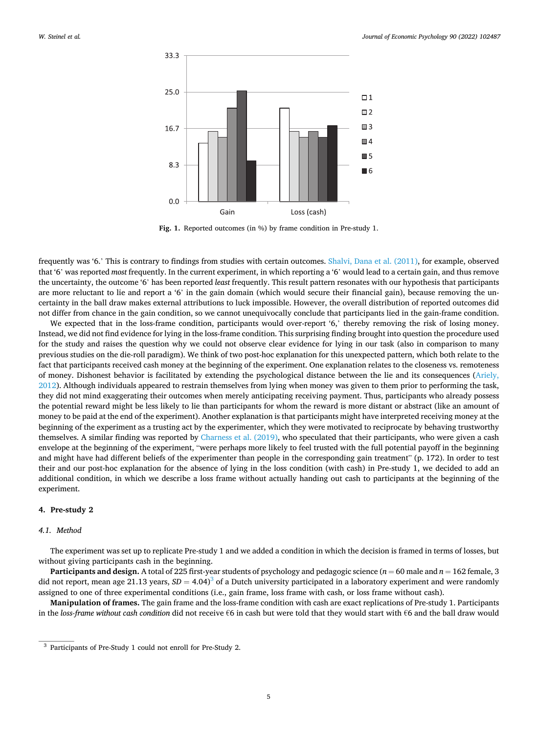Fig. 1. Reported outcomes (in %) by frame condition in Pre-study 1.

frequently was '6.' This is contrary to findings from studies with certain outcomes. Shalvi, Dana et al. (2011), for example, observed that '6' was reported *most* frequently. In the current experiment, in which reporting a '6' would lead to a certain gain, and thus remove the uncertainty, the outcome '6' has been reported *least* frequently. This result pattern resonates with our hypothesis that participants are more reluctant to lie and report a '6' in the gain domain (which would secure their financial gain), because removing the uncertainty in the ball draw makes external attributions to luck impossible. However, the overall distribution of reported outcomes did not differ from chance in the gain condition, so we cannot unequivocally conclude that participants lied in the gain-frame condition.

We expected that in the loss-frame condition, participants would over-report '6,' thereby removing the risk of losing money. Instead, we did not find evidence for lying in the loss-frame condition. This surprising finding brought into question the procedure used for the study and raises the question why we could not observe clear evidence for lying in our task (also in comparison to many previous studies on the die-roll paradigm). We think of two post-hoc explanation for this unexpected pattern, which both relate to the fact that participants received cash money at the beginning of the experiment. One explanation relates to the closeness vs. remoteness of money. Dishonest behavior is facilitated by extending the psychological distance between the lie and its consequences (Ariely, 2012). Although individuals appeared to restrain themselves from lying when money was given to them prior to performing the task, they did not mind exaggerating their outcomes when merely anticipating receiving payment. Thus, participants who already possess the potential reward might be less likely to lie than participants for whom the reward is more distant or abstract (like an amount of money to be paid at the end of the experiment). Another explanation is that participants might have interpreted receiving money at the beginning of the experiment as a trusting act by the experimenter, which they were motivated to reciprocate by behaving trustworthy themselves. A similar finding was reported by Charness et al. (2019), who speculated that their participants, who were given a cash envelope at the beginning of the experiment, "were perhaps more likely to feel trusted with the full potential payoff in the beginning and might have had different beliefs of the experimenter than people in the corresponding gain treatment" (p. 172). In order to test their and our post-hoc explanation for the absence of lying in the loss condition (with cash) in Pre-study 1, we decided to add an additional condition, in which we describe a loss frame without actually handing out cash to participants at the beginning of the experiment.

## 4. Pre-study 2

### 4.1. Method

The experiment was set up to replicate Pre-study 1 and we added a condition in which the decision is framed in terms of losses, but without giving participants cash in the beginning.

**Participants and design.** A total of 225 first-year students of psychology and pedagogic science ($n = 60$ male and $n = 162$ female, 3 did not report, mean age 21.13 years, $SD = 4.04$)[3] of a Dutch university participated in a laboratory experiment and were randomly assigned to one of three experimental conditions (i.e., gain frame, loss frame with cash, or loss frame without cash).

**Manipulation of frames.** The gain frame and the loss-frame condition with cash are exact replications of Pre-study 1. Participants in the *loss-frame without cash condition* did not receive €6 in cash but were told that they would start with €6 and the ball draw would

[3] Participants of Pre-Study 1 could not enroll for Pre-Study 2.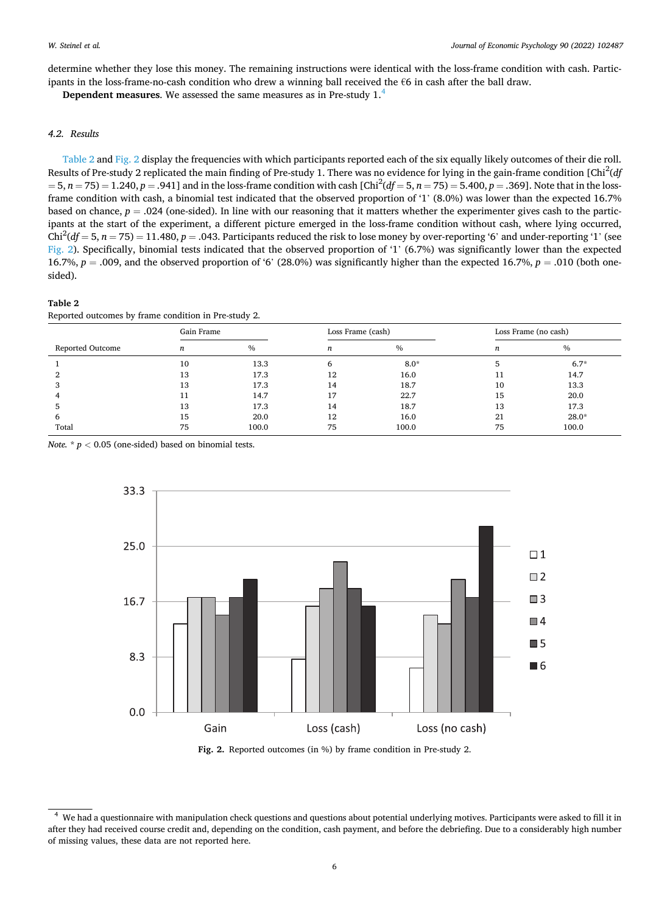determine whether they lose this money. The remaining instructions were identical with the loss-frame condition with cash. Participants in the loss-frame-no-cash condition who drew a winning ball received the €6 in cash after the ball draw.

**Dependent measures**. We assessed the same measures as in Pre-study 1.[4]

### 4.2. Results

Table 2 and Fig. 2 display the frequencies with which participants reported each of the six equally likely outcomes of their die roll. Results of Pre-study 2 replicated the main finding of Pre-study 1. There was no evidence for lying in the gain-frame condition [$\text{Chi}^2(df = 5, n = 75) = 1.240, p = .941$] and in the loss-frame condition with cash [$\text{Chi}^2(df = 5, n = 75) = 5.400, p = .369$]. Note that in the loss-frame condition with cash, a binomial test indicated that the observed proportion of '1' (8.0%) was lower than the expected 16.7% based on chance, $p = .024$ (one-sided). In line with our reasoning that it matters whether the experimenter gives cash to the participants at the start of the experiment, a different picture emerged in the loss-frame condition without cash, where lying occurred, $\text{Chi}^2(df = 5, n = 75) = 11.480, p = .043$. Participants reduced the risk to lose money by over-reporting '6' and under-reporting '1' (see Fig. 2). Specifically, binomial tests indicated that the observed proportion of '1' (6.7%) was significantly lower than the expected 16.7%, $p = .009$, and the observed proportion of '6' (28.0%) was significantly higher than the expected 16.7%, $p = .010$ (both one-sided).

**Table 2**
Reported outcomes by frame condition in Pre-study 2.

| | Gain Frame | | Loss Frame (cash) | | Loss Frame (no cash) | |
|---|---|---|---|---|---|---|
| Reported Outcome | *n* | % | *n* | % | *n* | % |
| 1 | 10 | 13.3 | 6 | 8.0* | 5 | 6.7* |
| 2 | 13 | 17.3 | 12 | 16.0 | 11 | 14.7 |
| 3 | 13 | 17.3 | 14 | 18.7 | 10 | 13.3 |
| 4 | 11 | 14.7 | 17 | 22.7 | 15 | 20.0 |
| 5 | 13 | 17.3 | 14 | 18.7 | 13 | 17.3 |
| 6 | 15 | 20.0 | 12 | 16.0 | 21 | 28.0* |
| Total | 75 | 100.0 | 75 | 100.0 | 75 | 100.0 |

*Note.* * $p < 0.05$ (one-sided) based on binomial tests.

**Fig. 2.** Reported outcomes (in %) by frame condition in Pre-study 2.

[4] We had a questionnaire with manipulation check questions and questions about potential underlying motives. Participants were asked to fill it in after they had received course credit and, depending on the condition, cash payment, and before the debriefing. Due to a considerably high number of missing values, these data are not reported here.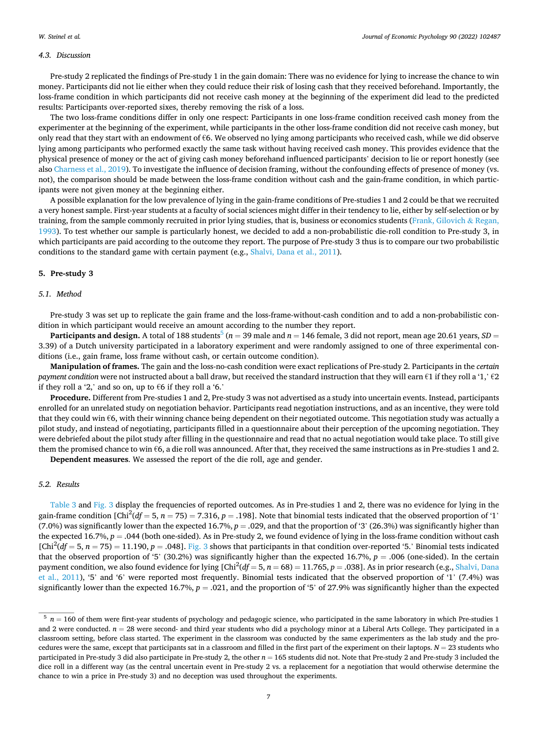### 4.3. Discussion

Pre-study 2 replicated the findings of Pre-study 1 in the gain domain: There was no evidence for lying to increase the chance to win money. Participants did not lie either when they could reduce their risk of losing cash that they received beforehand. Importantly, the loss-frame condition in which participants did not receive cash money at the beginning of the experiment did lead to the predicted results: Participants over-reported sixes, thereby removing the risk of a loss.

The two loss-frame conditions differ in only one respect: Participants in one loss-frame condition received cash money from the experimenter at the beginning of the experiment, while participants in the other loss-frame condition did not receive cash money, but only read that they start with an endowment of €6. We observed no lying among participants who received cash, while we did observe lying among participants who performed exactly the same task without having received cash money. This provides evidence that the physical presence of money or the act of giving cash money beforehand influenced participants' decision to lie or report honestly (see also Charness et al., 2019). To investigate the influence of decision framing, without the confounding effects of presence of money (vs. not), the comparison should be made between the loss-frame condition without cash and the gain-frame condition, in which participants were not given money at the beginning either.

A possible explanation for the low prevalence of lying in the gain-frame conditions of Pre-studies 1 and 2 could be that we recruited a very honest sample. First-year students at a faculty of social sciences might differ in their tendency to lie, either by self-selection or by training, from the sample commonly recruited in prior lying studies, that is, business or economics students (Frank, Gilovich & Regan, 1993). To test whether our sample is particularly honest, we decided to add a non-probabilistic die-roll condition to Pre-study 3, in which participants are paid according to the outcome they report. The purpose of Pre-study 3 thus is to compare our two probabilistic conditions to the standard game with certain payment (e.g., Shalvi, Dana et al., 2011).

## 5. Pre-study 3

### 5.1. Method

Pre-study 3 was set up to replicate the gain frame and the loss-frame-without-cash condition and to add a non-probabilistic condition in which participant would receive an amount according to the number they report.

**Participants and design.** A total of 188 students[5] ($n = 39$ male and $n = 146$ female, 3 did not report, mean age 20.61 years, $SD = 3.39$) of a Dutch university participated in a laboratory experiment and were randomly assigned to one of three experimental conditions (i.e., gain frame, loss frame without cash, or certain outcome condition).

**Manipulation of frames.** The gain and the loss-no-cash condition were exact replications of Pre-study 2. Participants in the *certain payment condition* were not instructed about a ball draw, but received the standard instruction that they will earn €1 if they roll a '1,' €2 if they roll a '2,' and so on, up to €6 if they roll a '6.'

**Procedure.** Different from Pre-studies 1 and 2, Pre-study 3 was not advertised as a study into uncertain events. Instead, participants enrolled for an unrelated study on negotiation behavior. Participants read negotiation instructions, and as an incentive, they were told that they could win €6, with their winning chance being dependent on their negotiated outcome. This negotiation study was actually a pilot study, and instead of negotiating, participants filled in a questionnaire about their perception of the upcoming negotiation. They were debriefed about the pilot study after filling in the questionnaire and read that no actual negotiation would take place. To still give them the promised chance to win €6, a die roll was announced. After that, they received the same instructions as in Pre-studies 1 and 2.

**Dependent measures**. We assessed the report of the die roll, age and gender.

### 5.2. Results

Table 3 and Fig. 3 display the frequencies of reported outcomes. As in Pre-studies 1 and 2, there was no evidence for lying in the gain-frame condition [$\text{Chi}^2(df = 5, n = 75) = 7.316, p = .198$]. Note that binomial tests indicated that the observed proportion of '1' (7.0%) was significantly lower than the expected 16.7%, $p = .029$, and that the proportion of '3' (26.3%) was significantly higher than the expected 16.7%, $p = .044$ (both one-sided). As in Pre-study 2, we found evidence of lying in the loss-frame condition without cash [$\text{Chi}^2(df = 5, n = 75) = 11.190, p = .048$]. Fig. 3 shows that participants in that condition over-reported '5.' Binomial tests indicated that the observed proportion of '5' (30.2%) was significantly higher than the expected 16.7%, $p = .006$ (one-sided). In the certain payment condition, we also found evidence for lying [$\text{Chi}^2(df = 5, n = 68) = 11.765, p = .038$]. As in prior research (e.g., Shalvi, Dana et al., 2011), '5' and '6' were reported most frequently. Binomial tests indicated that the observed proportion of '1' (7.4%) was significantly lower than the expected 16.7%, $p = .021$, and the proportion of '5' of 27.9% was significantly higher than the expected

[5] $n = 160$ of them were first-year students of psychology and pedagogic science, who participated in the same laboratory in which Pre-studies 1 and 2 were conducted. $n = 28$ were second- and third year students who did a psychology minor at a Liberal Arts College. They participated in a classroom setting, before class started. The experiment in the classroom was conducted by the same experimenters as the lab study and the procedures were the same, except that participants sat in a classroom and filled in the first part of the experiment on their laptops. $N = 23$ students who participated in Pre-study 3 did also participate in Pre-study 2, the other $n = 165$ students did not. Note that Pre-study 2 and Pre-study 3 included the dice roll in a different way (as the central uncertain event in Pre-study 2 vs. a replacement for a negotiation that would otherwise determine the chance to win a price in Pre-study 3) and no deception was used throughout the experiments.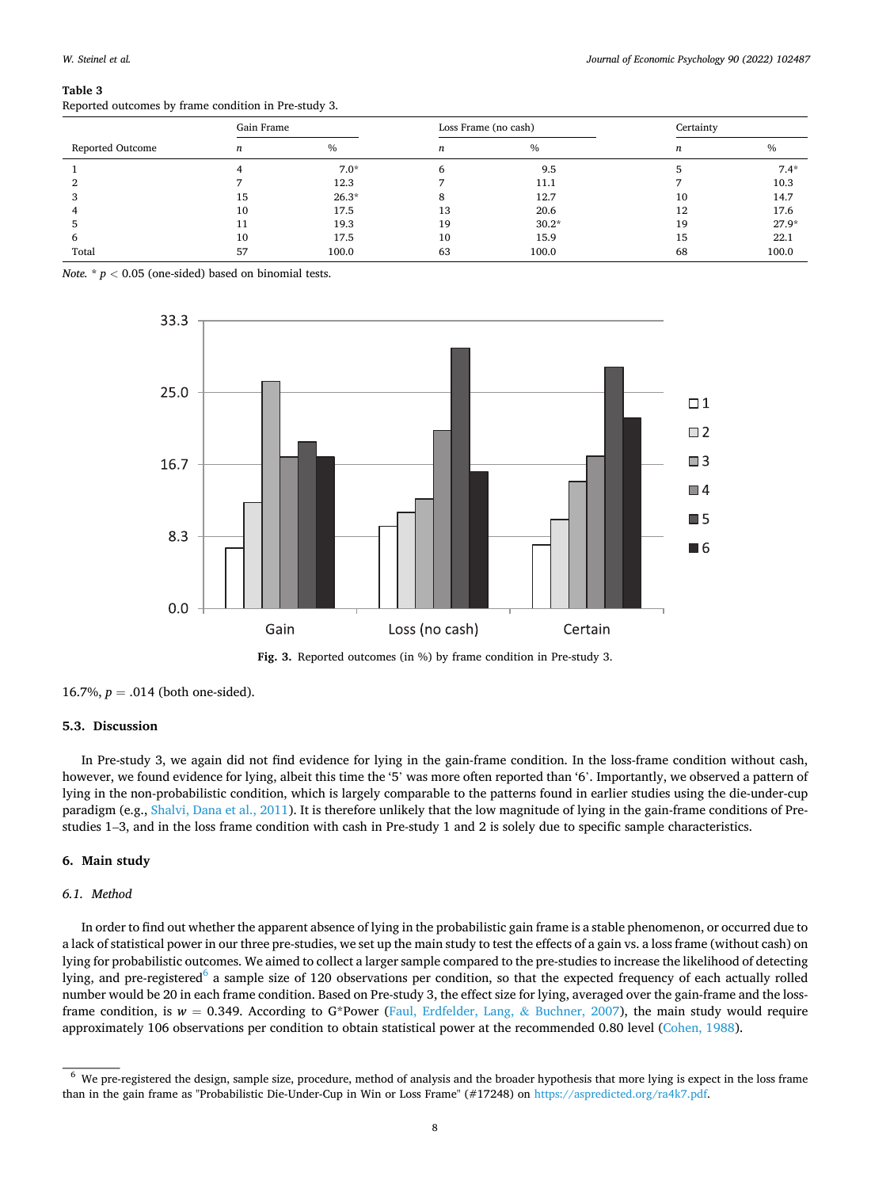**Table 3**
Reported outcomes by frame condition in Pre-study 3.

| Reported Outcome | Gain Frame | | Loss Frame (no cash) | | Certainty | |
|---|---|---|---|---|---|---|
| | *n* | % | *n* | % | *n* | % |
| 1 | 4 | 7.0* | 6 | 9.5 | 5 | 7.4* |
| 2 | 7 | 12.3 | 7 | 11.1 | 7 | 10.3 |
| 3 | 15 | 26.3* | 8 | 12.7 | 10 | 14.7 |
| 4 | 10 | 17.5 | 13 | 20.6 | 12 | 17.6 |
| 5 | 11 | 19.3 | 19 | 30.2* | 19 | 27.9* |
| 6 | 10 | 17.5 | 10 | 15.9 | 15 | 22.1 |
| Total | 57 | 100.0 | 63 | 100.0 | 68 | 100.0 |

*Note.* * $p < 0.05$ (one-sided) based on binomial tests.

**Fig. 3.** Reported outcomes (in %) by frame condition in Pre-study 3.

16.7%, $p = .014$ (both one-sided).

### 5.3. Discussion

In Pre-study 3, we again did not find evidence for lying in the gain-frame condition. In the loss-frame condition without cash, however, we found evidence for lying, albeit this time the '5' was more often reported than '6'. Importantly, we observed a pattern of lying in the non-probabilistic condition, which is largely comparable to the patterns found in earlier studies using the die-under-cup paradigm (e.g., Shalvi, Dana et al., 2011). It is therefore unlikely that the low magnitude of lying in the gain-frame conditions of Pre-studies 1–3, and in the loss frame condition with cash in Pre-study 1 and 2 is solely due to specific sample characteristics.

## 6. Main study

### *6.1. Method*

In order to find out whether the apparent absence of lying in the probabilistic gain frame is a stable phenomenon, or occurred due to a lack of statistical power in our three pre-studies, we set up the main study to test the effects of a gain vs. a loss frame (without cash) on lying for probabilistic outcomes. We aimed to collect a larger sample compared to the pre-studies to increase the likelihood of detecting lying, and pre-registered[6] a sample size of 120 observations per condition, so that the expected frequency of each actually rolled number would be 20 in each frame condition. Based on Pre-study 3, the effect size for lying, averaged over the gain-frame and the loss-frame condition, is $w = 0.349$. According to G*Power (Faul, Erdfelder, Lang, & Buchner, 2007), the main study would require approximately 106 observations per condition to obtain statistical power at the recommended 0.80 level (Cohen, 1988).

[6] We pre-registered the design, sample size, procedure, method of analysis and the broader hypothesis that more lying is expect in the loss frame than in the gain frame as "Probabilistic Die-Under-Cup in Win or Loss Frame" (#17248) on https://aspredicted.org/ra4k7.pdf.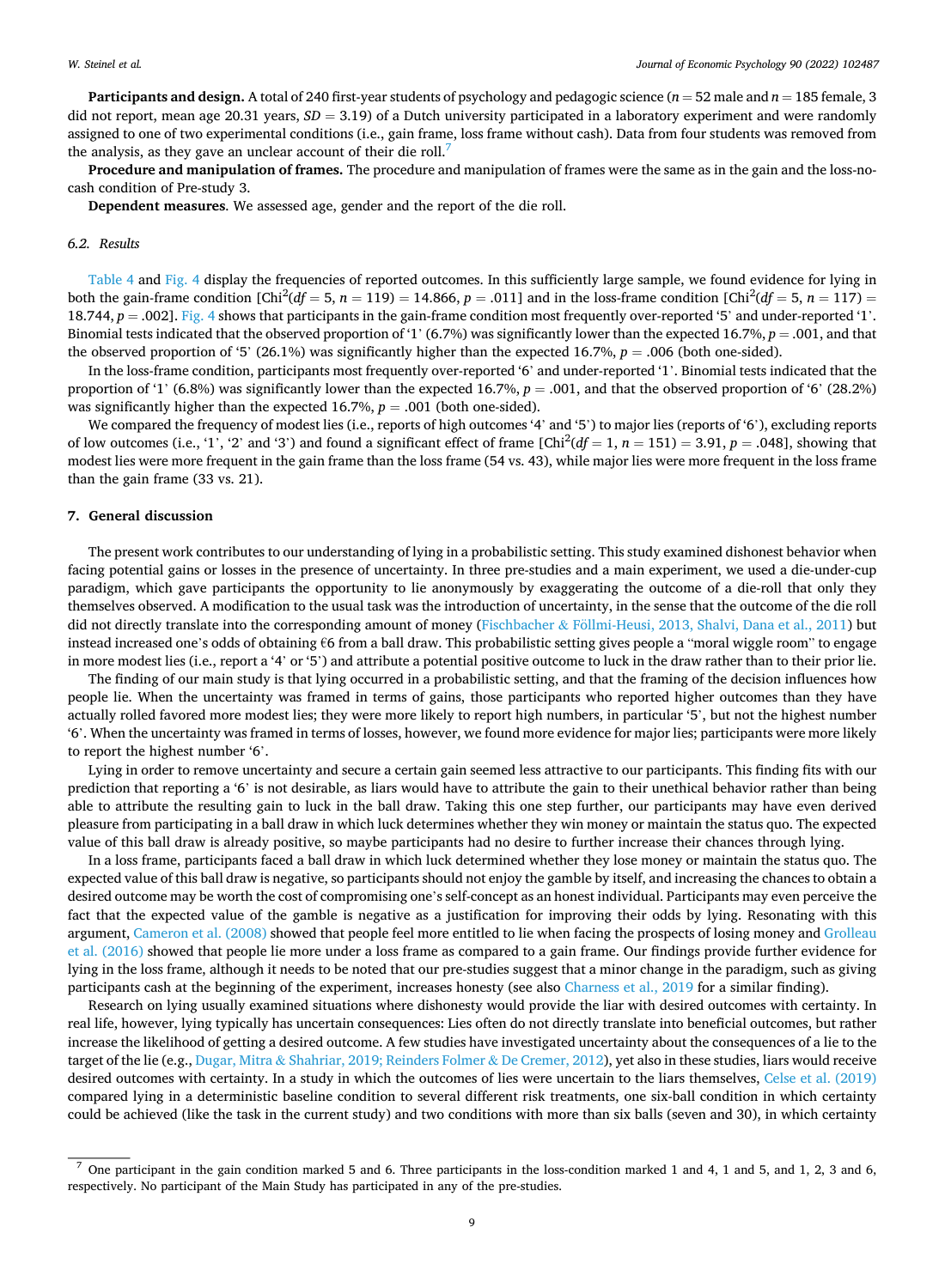**Participants and design.** A total of 240 first-year students of psychology and pedagogic science ($n = 52$ male and $n = 185$ female, 3 did not report, mean age 20.31 years, $SD = 3.19$) of a Dutch university participated in a laboratory experiment and were randomly assigned to one of two experimental conditions (i.e., gain frame, loss frame without cash). Data from four students was removed from the analysis, as they gave an unclear account of their die roll.[7]

**Procedure and manipulation of frames.** The procedure and manipulation of frames were the same as in the gain and the loss-no-cash condition of Pre-study 3.

**Dependent measures**. We assessed age, gender and the report of the die roll.

### 6.2. Results

Table 4 and Fig. 4 display the frequencies of reported outcomes. In this sufficiently large sample, we found evidence for lying in both the gain-frame condition [$\text{Chi}^2(df = 5, n = 119) = 14.866, p = .011$] and in the loss-frame condition [$\text{Chi}^2(df = 5, n = 117) = 18.744, p = .002$]. Fig. 4 shows that participants in the gain-frame condition most frequently over-reported '5' and under-reported '1'. Binomial tests indicated that the observed proportion of '1' (6.7%) was significantly lower than the expected 16.7%, $p = .001$, and that the observed proportion of '5' (26.1%) was significantly higher than the expected 16.7%, $p = .006$ (both one-sided).

In the loss-frame condition, participants most frequently over-reported '6' and under-reported '1'. Binomial tests indicated that the proportion of '1' (6.8%) was significantly lower than the expected 16.7%, $p = .001$, and that the observed proportion of '6' (28.2%) was significantly higher than the expected 16.7%, $p = .001$ (both one-sided).

We compared the frequency of modest lies (i.e., reports of high outcomes '4' and '5') to major lies (reports of '6'), excluding reports of low outcomes (i.e., '1', '2' and '3') and found a significant effect of frame [$\text{Chi}^2(df = 1, n = 151) = 3.91, p = .048$], showing that modest lies were more frequent in the gain frame than the loss frame (54 vs. 43), while major lies were more frequent in the loss frame than the gain frame (33 vs. 21).

## 7. General discussion

The present work contributes to our understanding of lying in a probabilistic setting. This study examined dishonest behavior when facing potential gains or losses in the presence of uncertainty. In three pre-studies and a main experiment, we used a die-under-cup paradigm, which gave participants the opportunity to lie anonymously by exaggerating the outcome of a die-roll that only they themselves observed. A modification to the usual task was the introduction of uncertainty, in the sense that the outcome of the die roll did not directly translate into the corresponding amount of money (Fischbacher & Föllmi-Heusi, 2013, Shalvi, Dana et al., 2011) but instead increased one's odds of obtaining €6 from a ball draw. This probabilistic setting gives people a "moral wiggle room" to engage in more modest lies (i.e., report a '4' or '5') and attribute a potential positive outcome to luck in the draw rather than to their prior lie.

The finding of our main study is that lying occurred in a probabilistic setting, and that the framing of the decision influences how people lie. When the uncertainty was framed in terms of gains, those participants who reported higher outcomes than they have actually rolled favored more modest lies; they were more likely to report high numbers, in particular '5', but not the highest number '6'. When the uncertainty was framed in terms of losses, however, we found more evidence for major lies; participants were more likely to report the highest number '6'.

Lying in order to remove uncertainty and secure a certain gain seemed less attractive to our participants. This finding fits with our prediction that reporting a '6' is not desirable, as liars would have to attribute the gain to their unethical behavior rather than being able to attribute the resulting gain to luck in the ball draw. Taking this one step further, our participants may have even derived pleasure from participating in a ball draw in which luck determines whether they win money or maintain the status quo. The expected value of this ball draw is already positive, so maybe participants had no desire to further increase their chances through lying.

In a loss frame, participants faced a ball draw in which luck determined whether they lose money or maintain the status quo. The expected value of this ball draw is negative, so participants should not enjoy the gamble by itself, and increasing the chances to obtain a desired outcome may be worth the cost of compromising one's self-concept as an honest individual. Participants may even perceive the fact that the expected value of the gamble is negative as a justification for improving their odds by lying. Resonating with this argument, Cameron et al. (2008) showed that people feel more entitled to lie when facing the prospects of losing money and Grolleau et al. (2016) showed that people lie more under a loss frame as compared to a gain frame. Our findings provide further evidence for lying in the loss frame, although it needs to be noted that our pre-studies suggest that a minor change in the paradigm, such as giving participants cash at the beginning of the experiment, increases honesty (see also Charness et al., 2019 for a similar finding).

Research on lying usually examined situations where dishonesty would provide the liar with desired outcomes with certainty. In real life, however, lying typically has uncertain consequences: Lies often do not directly translate into beneficial outcomes, but rather increase the likelihood of getting a desired outcome. A few studies have investigated uncertainty about the consequences of a lie to the target of the lie (e.g., Dugar, Mitra & Shahriar, 2019; Reinders Folmer & De Cremer, 2012), yet also in these studies, liars would receive desired outcomes with certainty. In a study in which the outcomes of lies were uncertain to the liars themselves, Celse et al. (2019) compared lying in a deterministic baseline condition to several different risk treatments, one six-ball condition in which certainty could be achieved (like the task in the current study) and two conditions with more than six balls (seven and 30), in which certainty

[7] One participant in the gain condition marked 5 and 6. Three participants in the loss-condition marked 1 and 4, 1 and 5, and 1, 2, 3 and 6, respectively. No participant of the Main Study has participated in any of the pre-studies.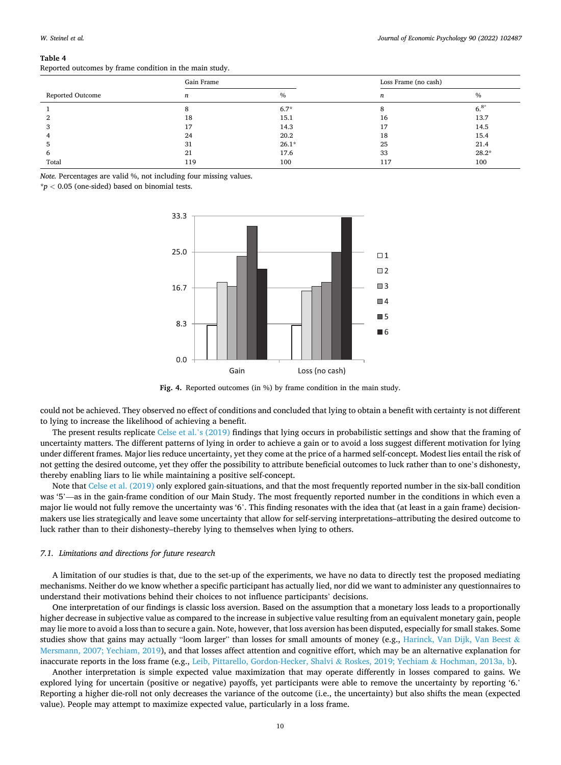**Table 4**
Reported outcomes by frame condition in the main study.

| Reported Outcome | Gain Frame | | Loss Frame (no cash) | |
|---|---|---|---|---|
| | *n* | % | *n* | % |
| 1 | 8 | 6.7* | 8 | 6.8* |
| 2 | 18 | 15.1 | 16 | 13.7 |
| 3 | 17 | 14.3 | 17 | 14.5 |
| 4 | 24 | 20.2 | 18 | 15.4 |
| 5 | 31 | 26.1* | 25 | 21.4 |
| 6 | 21 | 17.6 | 33 | 28.2* |
| Total | 119 | 100 | 117 | 100 |

*Note.* Percentages are valid %, not including four missing values.
*$p < 0.05$ (one-sided) based on binomial tests.

**Fig. 4.** Reported outcomes (in %) by frame condition in the main study.

could not be achieved. They observed no effect of conditions and concluded that lying to obtain a benefit with certainty is not different to lying to increase the likelihood of achieving a benefit.

The present results replicate Celse et al.'s (2019) findings that lying occurs in probabilistic settings and show that the framing of uncertainty matters. The different patterns of lying in order to achieve a gain or to avoid a loss suggest different motivation for lying under different frames. Major lies reduce uncertainty, yet they come at the price of a harmed self-concept. Modest lies entail the risk of not getting the desired outcome, yet they offer the possibility to attribute beneficial outcomes to luck rather than to one's dishonesty, thereby enabling liars to lie while maintaining a positive self-concept.

Note that Celse et al. (2019) only explored gain-situations, and that the most frequently reported number in the six-ball condition was '5'—as in the gain-frame condition of our Main Study. The most frequently reported number in the conditions in which even a major lie would not fully remove the uncertainty was '6'. This finding resonates with the idea that (at least in a gain frame) decision-makers use lies strategically and leave some uncertainty that allow for self-serving interpretations–attributing the desired outcome to luck rather than to their dishonesty–thereby lying to themselves when lying to others.

### *7.1. Limitations and directions for future research*

A limitation of our studies is that, due to the set-up of the experiments, we have no data to directly test the proposed mediating mechanisms. Neither do we know whether a specific participant has actually lied, nor did we want to administer any questionnaires to understand their motivations behind their choices to not influence participants' decisions.

One interpretation of our findings is classic loss aversion. Based on the assumption that a monetary loss leads to a proportionally higher decrease in subjective value as compared to the increase in subjective value resulting from an equivalent monetary gain, people may lie more to avoid a loss than to secure a gain. Note, however, that loss aversion has been disputed, especially for small stakes. Some studies show that gains may actually "loom larger" than losses for small amounts of money (e.g., Harinck, Van Dijk, Van Beest & Mersmann, 2007; Yechiam, 2019), and that losses affect attention and cognitive effort, which may be an alternative explanation for inaccurate reports in the loss frame (e.g., Leib, Pittarello, Gordon-Hecker, Shalvi & Roskes, 2019; Yechiam & Hochman, 2013a, b).

Another interpretation is simple expected value maximization that may operate differently in losses compared to gains. We explored lying for uncertain (positive or negative) payoffs, yet participants were able to remove the uncertainty by reporting '6.' Reporting a higher die-roll not only decreases the variance of the outcome (i.e., the uncertainty) but also shifts the mean (expected value). People may attempt to maximize expected value, particularly in a loss frame.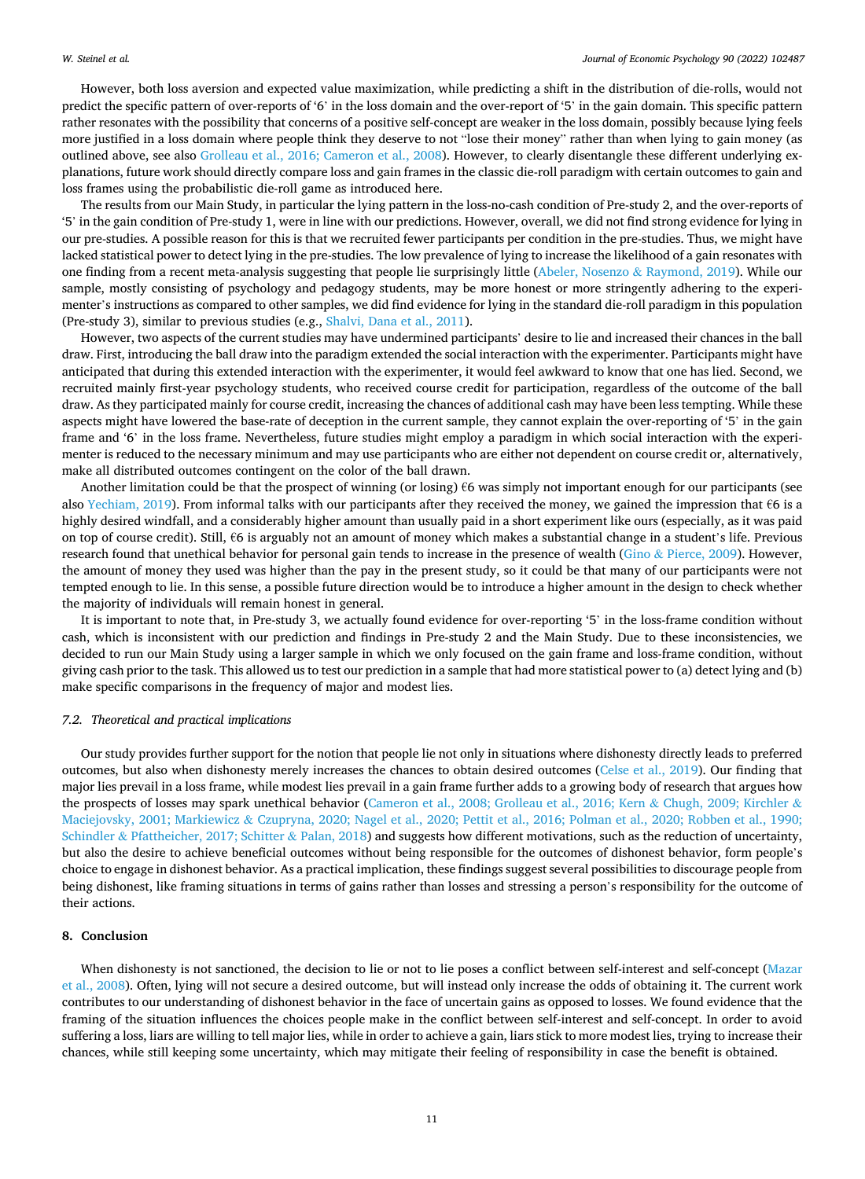However, both loss aversion and expected value maximization, while predicting a shift in the distribution of die-rolls, would not predict the specific pattern of over-reports of '6' in the loss domain and the over-report of '5' in the gain domain. This specific pattern rather resonates with the possibility that concerns of a positive self-concept are weaker in the loss domain, possibly because lying feels more justified in a loss domain where people think they deserve to not "lose their money" rather than when lying to gain money (as outlined above, see also Grolleau et al., 2016; Cameron et al., 2008). However, to clearly disentangle these different underlying explanations, future work should directly compare loss and gain frames in the classic die-roll paradigm with certain outcomes to gain and loss frames using the probabilistic die-roll game as introduced here.

The results from our Main Study, in particular the lying pattern in the loss-no-cash condition of Pre-study 2, and the over-reports of '5' in the gain condition of Pre-study 1, were in line with our predictions. However, overall, we did not find strong evidence for lying in our pre-studies. A possible reason for this is that we recruited fewer participants per condition in the pre-studies. Thus, we might have lacked statistical power to detect lying in the pre-studies. The low prevalence of lying to increase the likelihood of a gain resonates with one finding from a recent meta-analysis suggesting that people lie surprisingly little (Abeler, Nosenzo & Raymond, 2019). While our sample, mostly consisting of psychology and pedagogy students, may be more honest or more stringently adhering to the experimenter's instructions as compared to other samples, we did find evidence for lying in the standard die-roll paradigm in this population (Pre-study 3), similar to previous studies (e.g., Shalvi, Dana et al., 2011).

However, two aspects of the current studies may have undermined participants' desire to lie and increased their chances in the ball draw. First, introducing the ball draw into the paradigm extended the social interaction with the experimenter. Participants might have anticipated that during this extended interaction with the experimenter, it would feel awkward to know that one has lied. Second, we recruited mainly first-year psychology students, who received course credit for participation, regardless of the outcome of the ball draw. As they participated mainly for course credit, increasing the chances of additional cash may have been less tempting. While these aspects might have lowered the base-rate of deception in the current sample, they cannot explain the over-reporting of '5' in the gain frame and '6' in the loss frame. Nevertheless, future studies might employ a paradigm in which social interaction with the experimenter is reduced to the necessary minimum and may use participants who are either not dependent on course credit or, alternatively, make all distributed outcomes contingent on the color of the ball drawn.

Another limitation could be that the prospect of winning (or losing) €6 was simply not important enough for our participants (see also Yechiam, 2019). From informal talks with our participants after they received the money, we gained the impression that €6 is a highly desired windfall, and a considerably higher amount than usually paid in a short experiment like ours (especially, as it was paid on top of course credit). Still, €6 is arguably not an amount of money which makes a substantial change in a student's life. Previous research found that unethical behavior for personal gain tends to increase in the presence of wealth (Gino & Pierce, 2009). However, the amount of money they used was higher than the pay in the present study, so it could be that many of our participants were not tempted enough to lie. In this sense, a possible future direction would be to introduce a higher amount in the design to check whether the majority of individuals will remain honest in general.

It is important to note that, in Pre-study 3, we actually found evidence for over-reporting '5' in the loss-frame condition without cash, which is inconsistent with our prediction and findings in Pre-study 2 and the Main Study. Due to these inconsistencies, we decided to run our Main Study using a larger sample in which we only focused on the gain frame and loss-frame condition, without giving cash prior to the task. This allowed us to test our prediction in a sample that had more statistical power to (a) detect lying and (b) make specific comparisons in the frequency of major and modest lies.

### 7.2. Theoretical and practical implications

Our study provides further support for the notion that people lie not only in situations where dishonesty directly leads to preferred outcomes, but also when dishonesty merely increases the chances to obtain desired outcomes (Celse et al., 2019). Our finding that major lies prevail in a loss frame, while modest lies prevail in a gain frame further adds to a growing body of research that argues how the prospects of losses may spark unethical behavior (Cameron et al., 2008; Grolleau et al., 2016; Kern & Chugh, 2009; Kirchler & Maciejovsky, 2001; Markiewicz & Czupryna, 2020; Nagel et al., 2020; Pettit et al., 2016; Polman et al., 2020; Robben et al., 1990; Schindler & Pfattheicher, 2017; Schitter & Palan, 2018) and suggests how different motivations, such as the reduction of uncertainty, but also the desire to achieve beneficial outcomes without being responsible for the outcomes of dishonest behavior, form people's choice to engage in dishonest behavior. As a practical implication, these findings suggest several possibilities to discourage people from being dishonest, like framing situations in terms of gains rather than losses and stressing a person's responsibility for the outcome of their actions.

## 8. Conclusion

When dishonesty is not sanctioned, the decision to lie or not to lie poses a conflict between self-interest and self-concept (Mazar et al., 2008). Often, lying will not secure a desired outcome, but will instead only increase the odds of obtaining it. The current work contributes to our understanding of dishonest behavior in the face of uncertain gains as opposed to losses. We found evidence that the framing of the situation influences the choices people make in the conflict between self-interest and self-concept. In order to avoid suffering a loss, liars are willing to tell major lies, while in order to achieve a gain, liars stick to more modest lies, trying to increase their chances, while still keeping some uncertainty, which may mitigate their feeling of responsibility in case the benefit is obtained.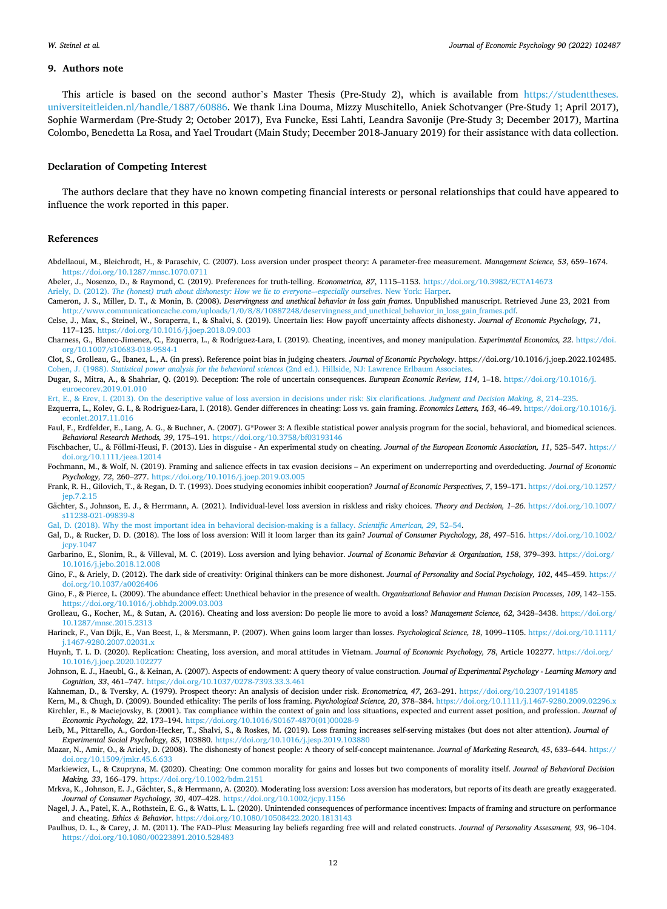## 9. Authors note

This article is based on the second author's Master Thesis (Pre-Study 2), which is available from https://studenttheses.universiteitleiden.nl/handle/1887/60886. We thank Lina Douma, Mizzy Muschitello, Aniek Schotvanger (Pre-Study 1; April 2017), Sophie Warmerdam (Pre-Study 2; October 2017), Eva Funcke, Essi Lahti, Leandra Savonije (Pre-Study 3; December 2017), Martina Colombo, Benedetta La Rosa, and Yael Troudart (Main Study; December 2018-January 2019) for their assistance with data collection.

## Declaration of Competing Interest

The authors declare that they have no known competing financial interests or personal relationships that could have appeared to influence the work reported in this paper.

## References

Abdellaoui, M., Bleichrodt, H., & Paraschiv, C. (2007). Loss aversion under prospect theory: A parameter-free measurement. *Management Science, 53*, 659–1674. https://doi.org/10.1287/mnsc.1070.0711

Abeler, J., Nosenzo, D., & Raymond, C. (2019). Preferences for truth-telling. *Econometrica, 87*, 1115–1153. https://doi.org/10.3982/ECTA14673

Ariely, D. (2012). *The (honest) truth about dishonesty: How we lie to everyone–-especially ourselves*. New York: Harper.

Cameron, J. S., Miller, D. T., & Monin, B. (2008). *Deservingness and unethical behavior in loss gain frames*. Unpublished manuscript. Retrieved June 23, 2021 from http://www.communicationcache.com/uploads/1/0/8/8/10887248/deservingness_and_unethical_behavior_in_loss_gain_frames.pdf.

Celse, J., Max, S., Steinel, W., Soraperra, I., & Shalvi, S. (2019). Uncertain lies: How payoff uncertainty affects dishonesty. *Journal of Economic Psychology, 71*, 117–125. https://doi.org/10.1016/j.joep.2018.09.003

Charness, G., Blanco-Jimenez, C., Ezquerra, L., & Rodriguez-Lara, I. (2019). Cheating, incentives, and money manipulation. *Experimental Economics, 22*. https://doi.org/10.1007/s10683-018-9584-1

Clot, S., Grolleau, G., Ibanez, L., A. (in press). Reference point bias in judging cheaters. *Journal of Economic Psychology*. https://doi.org/10.1016/j.joep.2022.102485.

Cohen, J. (1988). *Statistical power analysis for the behavioral sciences* (2nd ed.). Hillside, NJ: Lawrence Erlbaum Associates.

Dugar, S., Mitra, A., & Shahriar, Q. (2019). Deception: The role of uncertain consequences. *European Economic Review, 114*, 1–18. https://doi.org/10.1016/j.euroecorev.2019.01.010

Ert, E., & Erev, I. (2013). On the descriptive value of loss aversion in decisions under risk: Six clarifications. *Judgment and Decision Making, 8*, 214–235.

Ezquerra, L., Kolev, G. I., & Rodriguez-Lara, I. (2018). Gender differences in cheating: Loss vs. gain framing. *Economics Letters, 163*, 46–49. https://doi.org/10.1016/j.econlet.2017.11.016

Faul, F., Erdfelder, E., Lang, A. G., & Buchner, A. (2007). G*Power 3: A flexible statistical power analysis program for the social, behavioral, and biomedical sciences. *Behavioral Research Methods, 39*, 175–191. https://doi.org/10.3758/bf03193146

Fischbacher, U., & Föllmi-Heusi, F. (2013). Lies in disguise - An experimental study on cheating. *Journal of the European Economic Association, 11*, 525–547. https://doi.org/10.1111/jeea.12014

Fochmann, M., & Wolf, N. (2019). Framing and salience effects in tax evasion decisions – An experiment on underreporting and overdeducting. *Journal of Economic Psychology, 72*, 260–277. https://doi.org/10.1016/j.joep.2019.03.005

Frank, R. H., Gilovich, T., & Regan, D. T. (1993). Does studying economics inhibit cooperation? *Journal of Economic Perspectives, 7*, 159–171. https://doi.org/10.1257/jep.7.2.15

Gächter, S., Johnson, E. J., & Herrmann, A. (2021). Individual-level loss aversion in riskless and risky choices. *Theory and Decision, 1–26*. https://doi.org/10.1007/s11238-021-09839-8

Gal, D. (2018). Why the most important idea in behavioral decision-making is a fallacy. *Scientific American, 29*, 52–54.

Gal, D., & Rucker, D. D. (2018). The loss of loss aversion: Will it loom larger than its gain? *Journal of Consumer Psychology, 28*, 497–516. https://doi.org/10.1002/jcpy.1047

Garbarino, E., Slonim, R., & Villeval, M. C. (2019). Loss aversion and lying behavior. *Journal of Economic Behavior & Organization, 158*, 379–393. https://doi.org/10.1016/j.jebo.2018.12.008

Gino, F., & Ariely, D. (2012). The dark side of creativity: Original thinkers can be more dishonest. *Journal of Personality and Social Psychology, 102*, 445–459. https://doi.org/10.1037/a0026406

Gino, F., & Pierce, L. (2009). The abundance effect: Unethical behavior in the presence of wealth. *Organizational Behavior and Human Decision Processes, 109*, 142–155. https://doi.org/10.1016/j.obhdp.2009.03.003

Grolleau, G., Kocher, M., & Sutan, A. (2016). Cheating and loss aversion: Do people lie more to avoid a loss? *Management Science, 62*, 3428–3438. https://doi.org/10.1287/mnsc.2015.2313

Harinck, F., Van Dijk, E., Van Beest, I., & Mersmann, P. (2007). When gains loom larger than losses. *Psychological Science, 18*, 1099–1105. https://doi.org/10.1111/j.1467-9280.2007.02031.x

Huynh, T. L. D. (2020). Replication: Cheating, loss aversion, and moral attitudes in Vietnam. *Journal of Economic Psychology, 78*, Article 102277. https://doi.org/10.1016/j.joep.2020.102277

Johnson, E. J., Haeubl, G., & Keinan, A. (2007). Aspects of endowment: A query theory of value construction. *Journal of Experimental Psychology - Learning Memory and Cognition, 33*, 461–747. https://doi.org/10.1037/0278-7393.33.3.461

Kahneman, D., & Tversky, A. (1979). Prospect theory: An analysis of decision under risk. *Econometrica, 47*, 263–291. https://doi.org/10.2307/1914185

Kern, M., & Chugh, D. (2009). Bounded ethicality: The perils of loss framing. *Psychological Science, 20*, 378–384. https://doi.org/10.1111/j.1467-9280.2009.02296.x

Kirchler, E., & Maciejovsky, B. (2001). Tax compliance within the context of gain and loss situations, expected and current asset position, and profession. *Journal of Economic Psychology, 22*, 173–194. https://doi.org/10.1016/S0167-4870(01)00028-9

Leib, M., Pittarello, A., Gordon-Hecker, T., Shalvi, S., & Roskes, M. (2019). Loss framing increases self-serving mistakes (but does not alter attention). *Journal of Experimental Social Psychology, 85*, 103880. https://doi.org/10.1016/j.jesp.2019.103880

Mazar, N., Amir, O., & Ariely, D. (2008). The dishonesty of honest people: A theory of self-concept maintenance. *Journal of Marketing Research, 45*, 633–644. https://doi.org/10.1509/jmkr.45.6.633

Markiewicz, L., & Czupryna, M. (2020). Cheating: One common morality for gains and losses but two components of morality itself. *Journal of Behavioral Decision Making, 33*, 166–179. https://doi.org/10.1002/bdm.2151

Mrkva, K., Johnson, E. J., Gächter, S., & Herrmann, A. (2020). Moderating loss aversion: Loss aversion has moderators, but reports of its death are greatly exaggerated. *Journal of Consumer Psychology, 30*, 407–428. https://doi.org/10.1002/jcpy.1156

Nagel, J. A., Patel, K. A., Rothstein, E. G., & Watts, L. L. (2020). Unintended consequences of performance incentives: Impacts of framing and structure on performance and cheating. *Ethics & Behavior*. https://doi.org/10.1080/10508422.2020.1813143

Paulhus, D. L., & Carey, J. M. (2011). The FAD–Plus: Measuring lay beliefs regarding free will and related constructs. *Journal of Personality Assessment, 93*, 96–104. https://doi.org/10.1080/00223891.2010.528483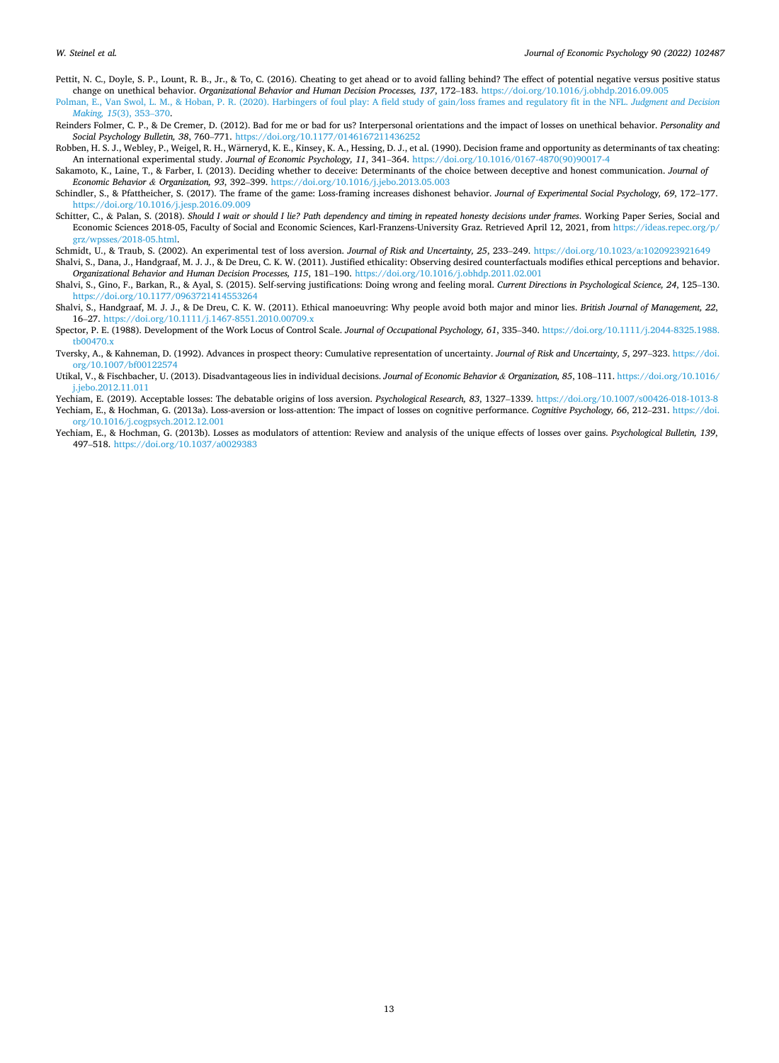Pettit, N. C., Doyle, S. P., Lount, R. B., Jr., & To, C. (2016). Cheating to get ahead or to avoid falling behind? The effect of potential negative versus positive status change on unethical behavior. *Organizational Behavior and Human Decision Processes, 137*, 172–183. https://doi.org/10.1016/j.obhdp.2016.09.005

Polman, E., Van Swol, L. M., & Hoban, P. R. (2020). Harbingers of foul play: A field study of gain/loss frames and regulatory fit in the NFL. *Judgment and Decision Making, 15*(3), 353–370.

Reinders Folmer, C. P., & De Cremer, D. (2012). Bad for me or bad for us? Interpersonal orientations and the impact of losses on unethical behavior. *Personality and Social Psychology Bulletin, 38*, 760–771. https://doi.org/10.1177/0146167211436252

Robben, H. S. J., Webley, P., Weigel, R. H., Wärneryd, K. E., Kinsey, K. A., Hessing, D. J., et al. (1990). Decision frame and opportunity as determinants of tax cheating: An international experimental study. *Journal of Economic Psychology, 11*, 341–364. https://doi.org/10.1016/0167-4870(90)90017-4

Sakamoto, K., Laine, T., & Farber, I. (2013). Deciding whether to deceive: Determinants of the choice between deceptive and honest communication. *Journal of Economic Behavior & Organization, 93*, 392–399. https://doi.org/10.1016/j.jebo.2013.05.003

Schindler, S., & Pfattheicher, S. (2017). The frame of the game: Loss-framing increases dishonest behavior. *Journal of Experimental Social Psychology, 69*, 172–177. https://doi.org/10.1016/j.jesp.2016.09.009

Schitter, C., & Palan, S. (2018). *Should I wait or should I lie? Path dependency and timing in repeated honesty decisions under frames*. Working Paper Series, Social and Economic Sciences 2018-05, Faculty of Social and Economic Sciences, Karl-Franzens-University Graz. Retrieved April 12, 2021, from https://ideas.repec.org/p/grz/wpsses/2018-05.html.

Schmidt, U., & Traub, S. (2002). An experimental test of loss aversion. *Journal of Risk and Uncertainty, 25*, 233–249. https://doi.org/10.1023/a:1020923921649

Shalvi, S., Dana, J., Handgraaf, M. J. J., & De Dreu, C. K. W. (2011). Justified ethicality: Observing desired counterfactuals modifies ethical perceptions and behavior. *Organizational Behavior and Human Decision Processes, 115*, 181–190. https://doi.org/10.1016/j.obhdp.2011.02.001

Shalvi, S., Gino, F., Barkan, R., & Ayal, S. (2015). Self-serving justifications: Doing wrong and feeling moral. *Current Directions in Psychological Science, 24*, 125–130. https://doi.org/10.1177/0963721414553264

Shalvi, S., Handgraaf, M. J. J., & De Dreu, C. K. W. (2011). Ethical manoeuvring: Why people avoid both major and minor lies. *British Journal of Management, 22*, 16–27. https://doi.org/10.1111/j.1467-8551.2010.00709.x

Spector, P. E. (1988). Development of the Work Locus of Control Scale. *Journal of Occupational Psychology, 61*, 335–340. https://doi.org/10.1111/j.2044-8325.1988.tb00470.x

Tversky, A., & Kahneman, D. (1992). Advances in prospect theory: Cumulative representation of uncertainty. *Journal of Risk and Uncertainty, 5*, 297–323. https://doi.org/10.1007/bf00122574

Utikal, V., & Fischbacher, U. (2013). Disadvantageous lies in individual decisions. *Journal of Economic Behavior & Organization, 85*, 108–111. https://doi.org/10.1016/j.jebo.2012.11.011

Yechiam, E. (2019). Acceptable losses: The debatable origins of loss aversion. *Psychological Research, 83*, 1327–1339. https://doi.org/10.1007/s00426-018-1013-8

Yechiam, E., & Hochman, G. (2013a). Loss-aversion or loss-attention: The impact of losses on cognitive performance. *Cognitive Psychology, 66*, 212–231. https://doi.org/10.1016/j.cogpsych.2012.12.001

Yechiam, E., & Hochman, G. (2013b). Losses as modulators of attention: Review and analysis of the unique effects of losses over gains. *Psychological Bulletin, 139*, 497–518. https://doi.org/10.1037/a0029383